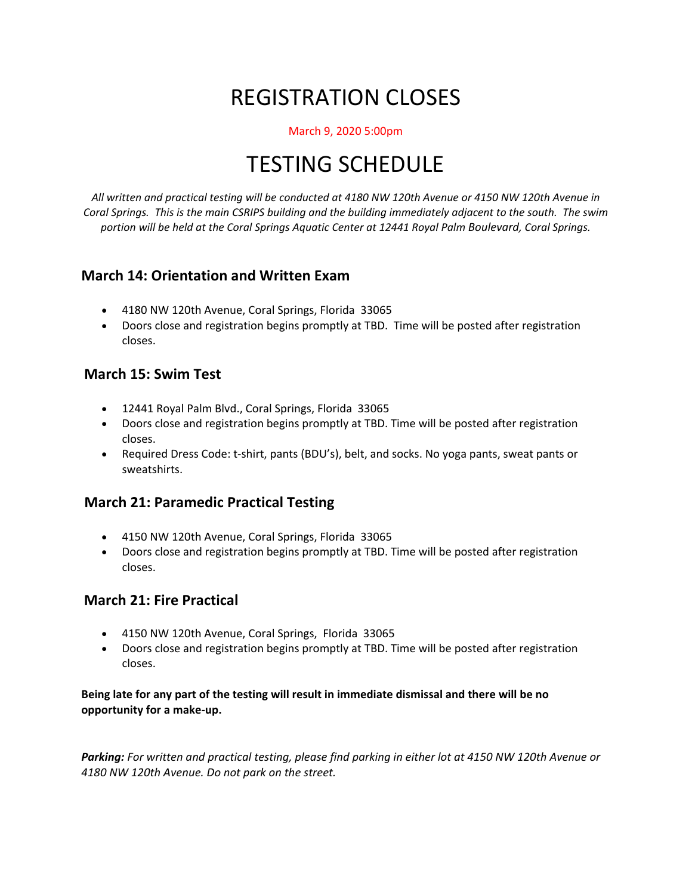# REGISTRATION CLOSES

March 9, 2020 5:00pm

# TESTING SCHEDULE

*All written and practical testing will be conducted at 4180 NW 120th Avenue or 4150 NW 120th Avenue in Coral Springs. This is the main CSRIPS building and the building immediately adjacent to the south. The swim portion will be held at the Coral Springs Aquatic Center at 12441 Royal Palm Boulevard, Coral Springs.*

### March 14: Orientation and Written Exam

- 4180 NW 120th Avenue, Coral Springs, Florida 33065
- Doors close and registration begins promptly at TBD. Time will be posted after registration closes.

### March 15: Swim Test

- 12441 Royal Palm Blvd., Coral Springs, Florida 33065
- Doors close and registration begins promptly at TBD. Time will be posted after registration closes.
- Required Dress Code: t-shirt, pants (BDU's), belt, and socks. No yoga pants, sweat pants or sweatshirts.

### March 21: Paramedic Practical Testing

- 4150 NW 120th Avenue, Coral Springs, Florida 33065
- Doors close and registration begins promptly at TBD. Time will be posted after registration closes.

### March 21: Fire Practical

- 4150 NW 120th Avenue, Coral Springs, Florida 33065
- Doors close and registration begins promptly at TBD. Time will be posted after registration closes.

**Being late for any part of the testing will result in immediate dismissal and there will be no opportunity for a make-up.**

***Parking:*** *For written and practical testing, please find parking in either lot at 4150 NW 120th Avenue or 4180 NW 120th Avenue. Do not park on the street.*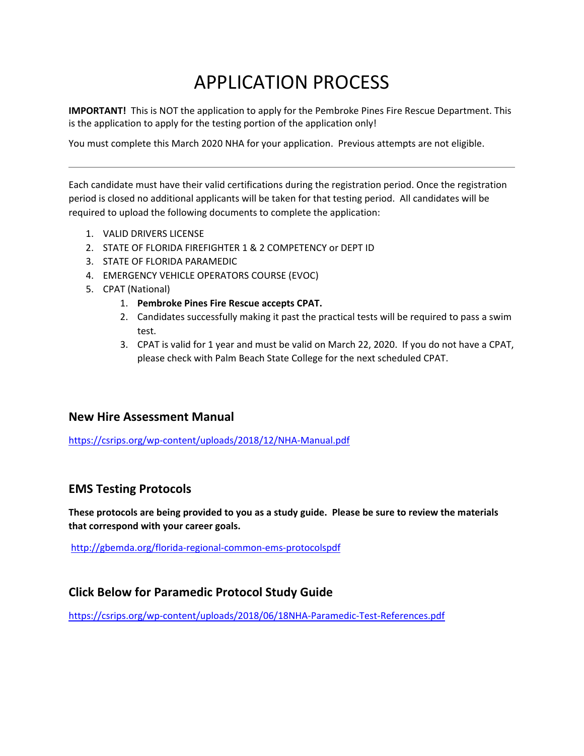# APPLICATION PROCESS

**IMPORTANT!** This is NOT the application to apply for the Pembroke Pines Fire Rescue Department. This is the application to apply for the testing portion of the application only!

You must complete this March 2020 NHA for your application. Previous attempts are not eligible.

---

Each candidate must have their valid certifications during the registration period. Once the registration period is closed no additional applicants will be taken for that testing period. All candidates will be required to upload the following documents to complete the application:

1. VALID DRIVERS LICENSE
2. STATE OF FLORIDA FIREFIGHTER 1 & 2 COMPETENCY or DEPT ID
3. STATE OF FLORIDA PARAMEDIC
4. EMERGENCY VEHICLE OPERATORS COURSE (EVOC)
5. CPAT (National)
    1. **Pembroke Pines Fire Rescue accepts CPAT.**
    2. Candidates successfully making it past the practical tests will be required to pass a swim test.
    3. CPAT is valid for 1 year and must be valid on March 22, 2020. If you do not have a CPAT, please check with Palm Beach State College for the next scheduled CPAT.

### New Hire Assessment Manual

https://csrips.org/wp-content/uploads/2018/12/NHA-Manual.pdf

### EMS Testing Protocols

**These protocols are being provided to you as a study guide. Please be sure to review the materials that correspond with your career goals.**

http://gbemda.org/florida-regional-common-ems-protocolspdf

### Click Below for Paramedic Protocol Study Guide

https://csrips.org/wp-content/uploads/2018/06/18NHA-Paramedic-Test-References.pdf